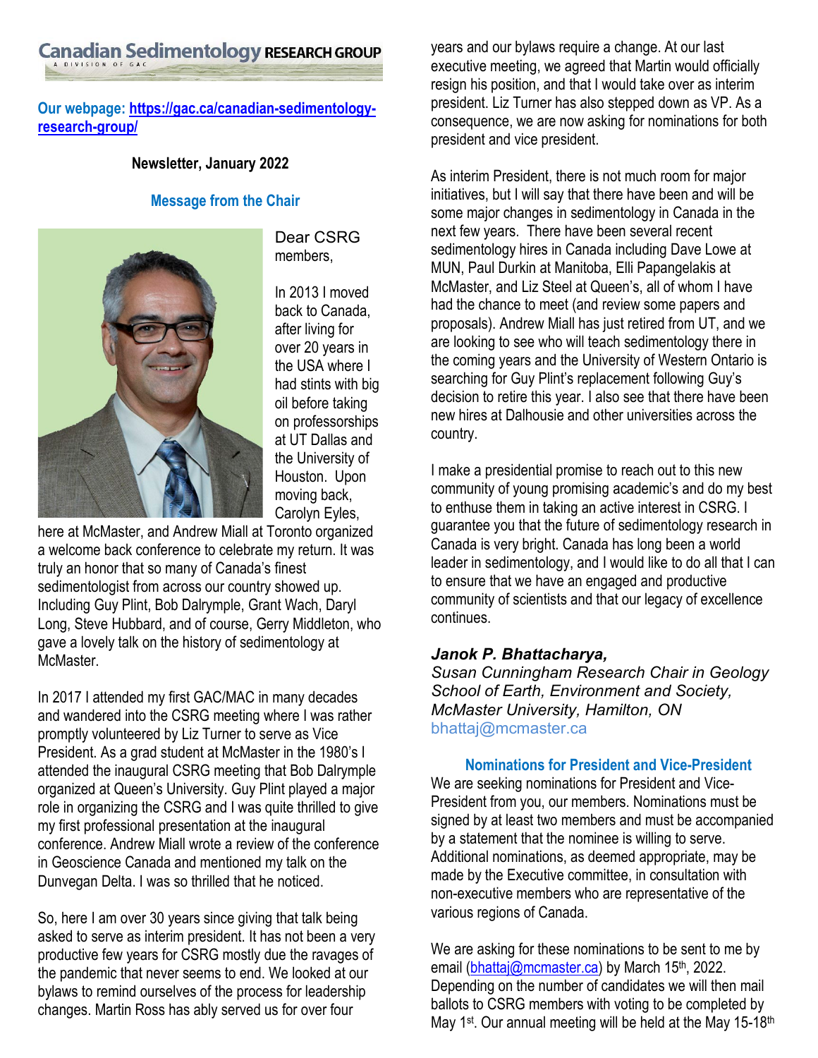# Canadian Sedimentology RESEARCH GROUP

A DIVISION OF GAC

**Our webpage: [https://gac.ca/canadian-sedimentology-research-group/](https://gac.ca/canadian-sedimentology-research-group/)**

**Newsletter, January 2022**

## Message from the Chair

Dear CSRG members,

In 2013 I moved back to Canada, after living for over 20 years in the USA where I had stints with big oil before taking on professorships at UT Dallas and the University of Houston. Upon moving back, Carolyn Eyles, here at McMaster, and Andrew Miall at Toronto organized a welcome back conference to celebrate my return. It was truly an honor that so many of Canada's finest sedimentologist from across our country showed up. Including Guy Plint, Bob Dalrymple, Grant Wach, Daryl Long, Steve Hubbard, and of course, Gerry Middleton, who gave a lovely talk on the history of sedimentology at McMaster.

In 2017 I attended my first GAC/MAC in many decades and wandered into the CSRG meeting where I was rather promptly volunteered by Liz Turner to serve as Vice President. As a grad student at McMaster in the 1980's I attended the inaugural CSRG meeting that Bob Dalrymple organized at Queen's University. Guy Plint played a major role in organizing the CSRG and I was quite thrilled to give my first professional presentation at the inaugural conference. Andrew Miall wrote a review of the conference in Geoscience Canada and mentioned my talk on the Dunvegan Delta. I was so thrilled that he noticed.

So, here I am over 30 years since giving that talk being asked to serve as interim president. It has not been a very productive few years for CSRG mostly due the ravages of the pandemic that never seems to end. We looked at our bylaws to remind ourselves of the process for leadership changes. Martin Ross has ably served us for over four years and our bylaws require a change. At our last executive meeting, we agreed that Martin would officially resign his position, and that I would take over as interim president. Liz Turner has also stepped down as VP. As a consequence, we are now asking for nominations for both president and vice president.

As interim President, there is not much room for major initiatives, but I will say that there have been and will be some major changes in sedimentology in Canada in the next few years. There have been several recent sedimentology hires in Canada including Dave Lowe at MUN, Paul Durkin at Manitoba, Elli Papangelakis at McMaster, and Liz Steel at Queen's, all of whom I have had the chance to meet (and review some papers and proposals). Andrew Miall has just retired from UT, and we are looking to see who will teach sedimentology there in the coming years and the University of Western Ontario is searching for Guy Plint's replacement following Guy's decision to retire this year. I also see that there have been new hires at Dalhousie and other universities across the country.

I make a presidential promise to reach out to this new community of young promising academic's and do my best to enthuse them in taking an active interest in CSRG. I guarantee you that the future of sedimentology research in Canada is very bright. Canada has long been a world leader in sedimentology, and I would like to do all that I can to ensure that we have an engaged and productive community of scientists and that our legacy of excellence continues.

***Janok P. Bhattacharya,***
*Susan Cunningham Research Chair in Geology*
*School of Earth, Environment and Society,*
*McMaster University, Hamilton, ON*
bhattaj@mcmaster.ca

## Nominations for President and Vice-President

We are seeking nominations for President and Vice-President from you, our members. Nominations must be signed by at least two members and must be accompanied by a statement that the nominee is willing to serve. Additional nominations, as deemed appropriate, may be made by the Executive committee, in consultation with non-executive members who are representative of the various regions of Canada.

We are asking for these nominations to be sent to me by email ([bhattaj@mcmaster.ca](mailto:bhattaj@mcmaster.ca)) by March 15th, 2022. Depending on the number of candidates we will then mail ballots to CSRG members with voting to be completed by May 1st. Our annual meeting will be held at the May 15-18th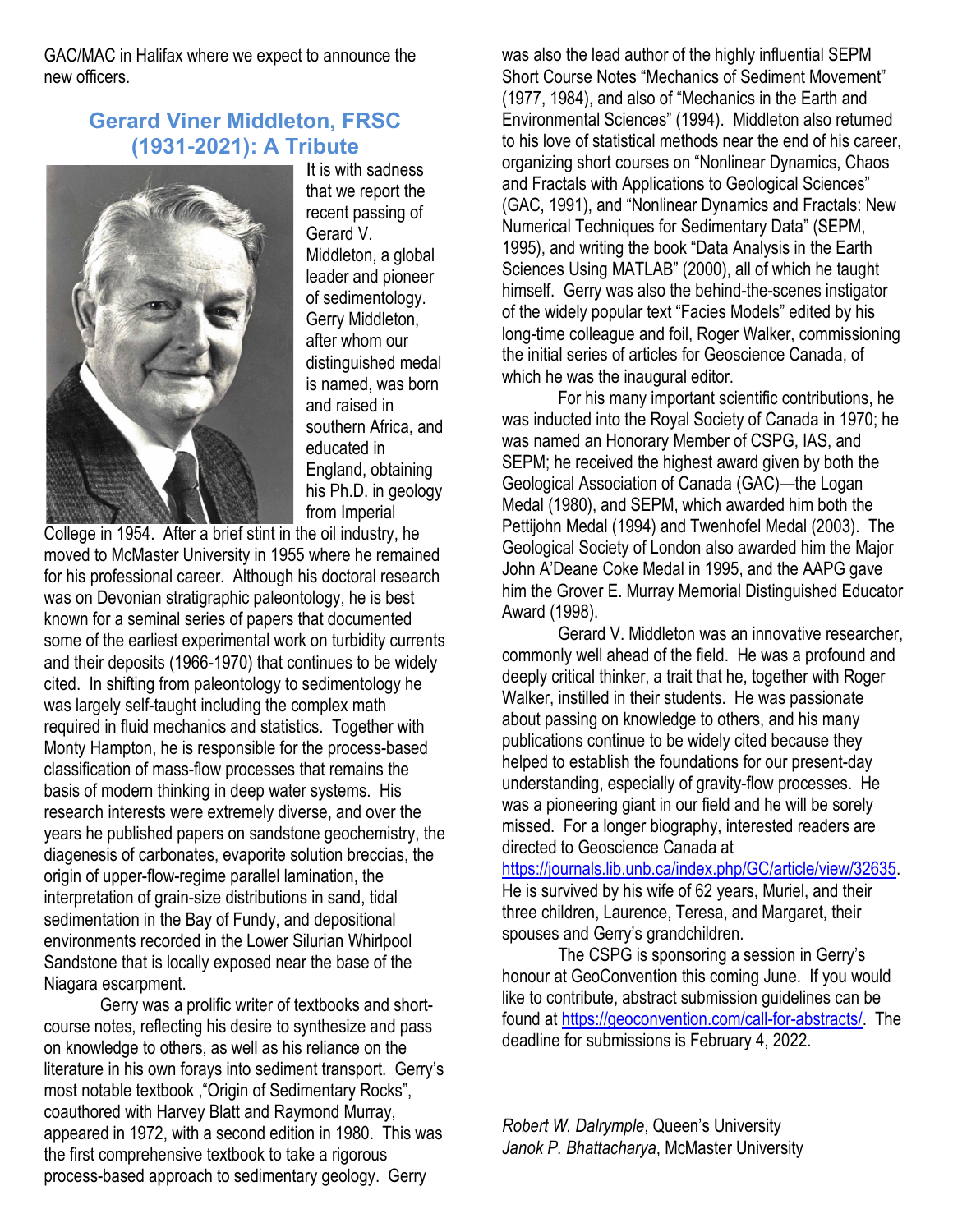GAC/MAC in Halifax where we expect to announce the new officers.

## Gerard Viner Middleton, FRSC (1931-2021): A Tribute

It is with sadness that we report the recent passing of Gerard V. Middleton, a global leader and pioneer of sedimentology. Gerry Middleton, after whom our distinguished medal is named, was born and raised in southern Africa, and educated in England, obtaining his Ph.D. in geology from Imperial College in 1954. After a brief stint in the oil industry, he moved to McMaster University in 1955 where he remained for his professional career. Although his doctoral research was on Devonian stratigraphic paleontology, he is best known for a seminal series of papers that documented some of the earliest experimental work on turbidity currents and their deposits (1966-1970) that continues to be widely cited. In shifting from paleontology to sedimentology he was largely self-taught including the complex math required in fluid mechanics and statistics. Together with Monty Hampton, he is responsible for the process-based classification of mass-flow processes that remains the basis of modern thinking in deep water systems. His research interests were extremely diverse, and over the years he published papers on sandstone geochemistry, the diagenesis of carbonates, evaporite solution breccias, the origin of upper-flow-regime parallel lamination, the interpretation of grain-size distributions in sand, tidal sedimentation in the Bay of Fundy, and depositional environments recorded in the Lower Silurian Whirlpool Sandstone that is locally exposed near the base of the Niagara escarpment.

Gerry was a prolific writer of textbooks and short-course notes, reflecting his desire to synthesize and pass on knowledge to others, as well as his reliance on the literature in his own forays into sediment transport. Gerry's most notable textbook ,"Origin of Sedimentary Rocks", coauthored with Harvey Blatt and Raymond Murray, appeared in 1972, with a second edition in 1980. This was the first comprehensive textbook to take a rigorous process-based approach to sedimentary geology. Gerry was also the lead author of the highly influential SEPM Short Course Notes "Mechanics of Sediment Movement" (1977, 1984), and also of "Mechanics in the Earth and Environmental Sciences" (1994). Middleton also returned to his love of statistical methods near the end of his career, organizing short courses on "Nonlinear Dynamics, Chaos and Fractals with Applications to Geological Sciences" (GAC, 1991), and "Nonlinear Dynamics and Fractals: New Numerical Techniques for Sedimentary Data" (SEPM, 1995), and writing the book "Data Analysis in the Earth Sciences Using MATLAB" (2000), all of which he taught himself. Gerry was also the behind-the-scenes instigator of the widely popular text "Facies Models" edited by his long-time colleague and foil, Roger Walker, commissioning the initial series of articles for Geoscience Canada, of which he was the inaugural editor.

For his many important scientific contributions, he was inducted into the Royal Society of Canada in 1970; he was named an Honorary Member of CSPG, IAS, and SEPM; he received the highest award given by both the Geological Association of Canada (GAC)—the Logan Medal (1980), and SEPM, which awarded him both the Pettijohn Medal (1994) and Twenhofel Medal (2003). The Geological Society of London also awarded him the Major John A'Deane Coke Medal in 1995, and the AAPG gave him the Grover E. Murray Memorial Distinguished Educator Award (1998).

Gerard V. Middleton was an innovative researcher, commonly well ahead of the field. He was a profound and deeply critical thinker, a trait that he, together with Roger Walker, instilled in their students. He was passionate about passing on knowledge to others, and his many publications continue to be widely cited because they helped to establish the foundations for our present-day understanding, especially of gravity-flow processes. He was a pioneering giant in our field and he will be sorely missed. For a longer biography, interested readers are directed to Geoscience Canada at https://journals.lib.unb.ca/index.php/GC/article/view/32635. He is survived by his wife of 62 years, Muriel, and their three children, Laurence, Teresa, and Margaret, their spouses and Gerry's grandchildren.

The CSPG is sponsoring a session in Gerry's honour at GeoConvention this coming June. If you would like to contribute, abstract submission guidelines can be found at https://geoconvention.com/call-for-abstracts/. The deadline for submissions is February 4, 2022.

*Robert W. Dalrymple*, Queen's University
*Janok P. Bhattacharya*, McMaster University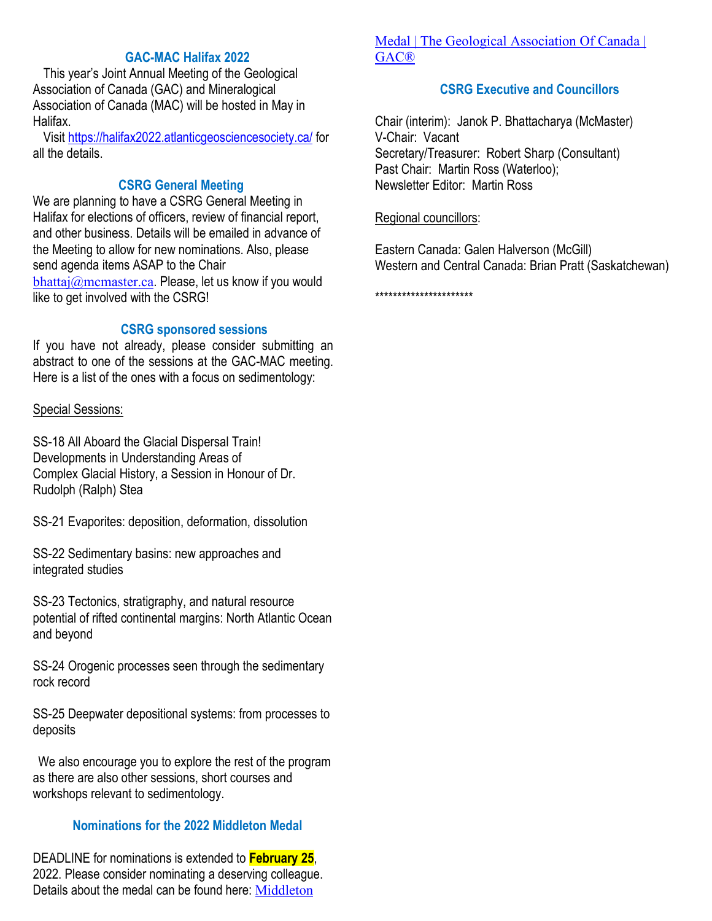## GAC-MAC Halifax 2022

This year's Joint Annual Meeting of the Geological Association of Canada (GAC) and Mineralogical Association of Canada (MAC) will be hosted in May in Halifax.

Visit https://halifax2022.atlanticgeosciencesociety.ca/ for all the details.

## CSRG General Meeting

We are planning to have a CSRG General Meeting in Halifax for elections of officers, review of financial report, and other business. Details will be emailed in advance of the Meeting to allow for new nominations. Also, please send agenda items ASAP to the Chair bhattaj@mcmaster.ca. Please, let us know if you would like to get involved with the CSRG!

## CSRG sponsored sessions

If you have not already, please consider submitting an abstract to one of the sessions at the GAC-MAC meeting. Here is a list of the ones with a focus on sedimentology:

Special Sessions:

SS-18 All Aboard the Glacial Dispersal Train! Developments in Understanding Areas of Complex Glacial History, a Session in Honour of Dr. Rudolph (Ralph) Stea

SS-21 Evaporites: deposition, deformation, dissolution

SS-22 Sedimentary basins: new approaches and integrated studies

SS-23 Tectonics, stratigraphy, and natural resource potential of rifted continental margins: North Atlantic Ocean and beyond

SS-24 Orogenic processes seen through the sedimentary rock record

SS-25 Deepwater depositional systems: from processes to deposits

We also encourage you to explore the rest of the program as there are also other sessions, short courses and workshops relevant to sedimentology.

## Nominations for the 2022 Middleton Medal

DEADLINE for nominations is extended to **February 25**, 2022. Please consider nominating a deserving colleague. Details about the medal can be found here: Middleton Medal | The Geological Association Of Canada | GAC®

## CSRG Executive and Councillors

Chair (interim): Janok P. Bhattacharya (McMaster)
V-Chair: Vacant
Secretary/Treasurer: Robert Sharp (Consultant)
Past Chair: Martin Ross (Waterloo);
Newsletter Editor: Martin Ross

Regional councillors:

Eastern Canada: Galen Halverson (McGill)
Western and Central Canada: Brian Pratt (Saskatchewan)

**********************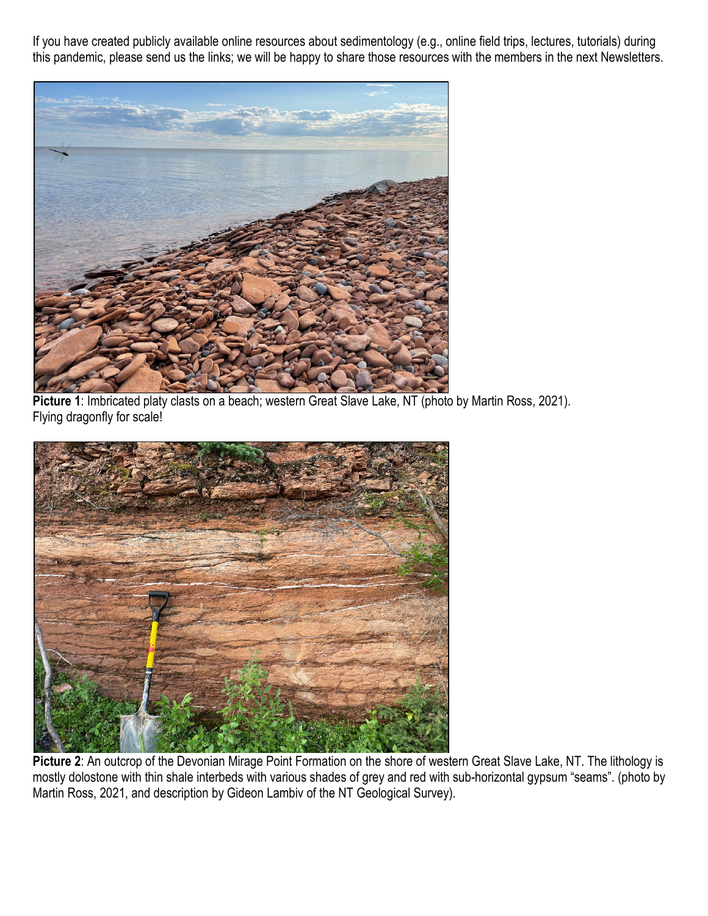If you have created publicly available online resources about sedimentology (e.g., online field trips, lectures, tutorials) during this pandemic, please send us the links; we will be happy to share those resources with the members in the next Newsletters.

**Picture 1**: Imbricated platy clasts on a beach; western Great Slave Lake, NT (photo by Martin Ross, 2021). Flying dragonfly for scale!

**Picture 2**: An outcrop of the Devonian Mirage Point Formation on the shore of western Great Slave Lake, NT. The lithology is mostly dolostone with thin shale interbeds with various shades of grey and red with sub-horizontal gypsum "seams". (photo by Martin Ross, 2021, and description by Gideon Lambiv of the NT Geological Survey).